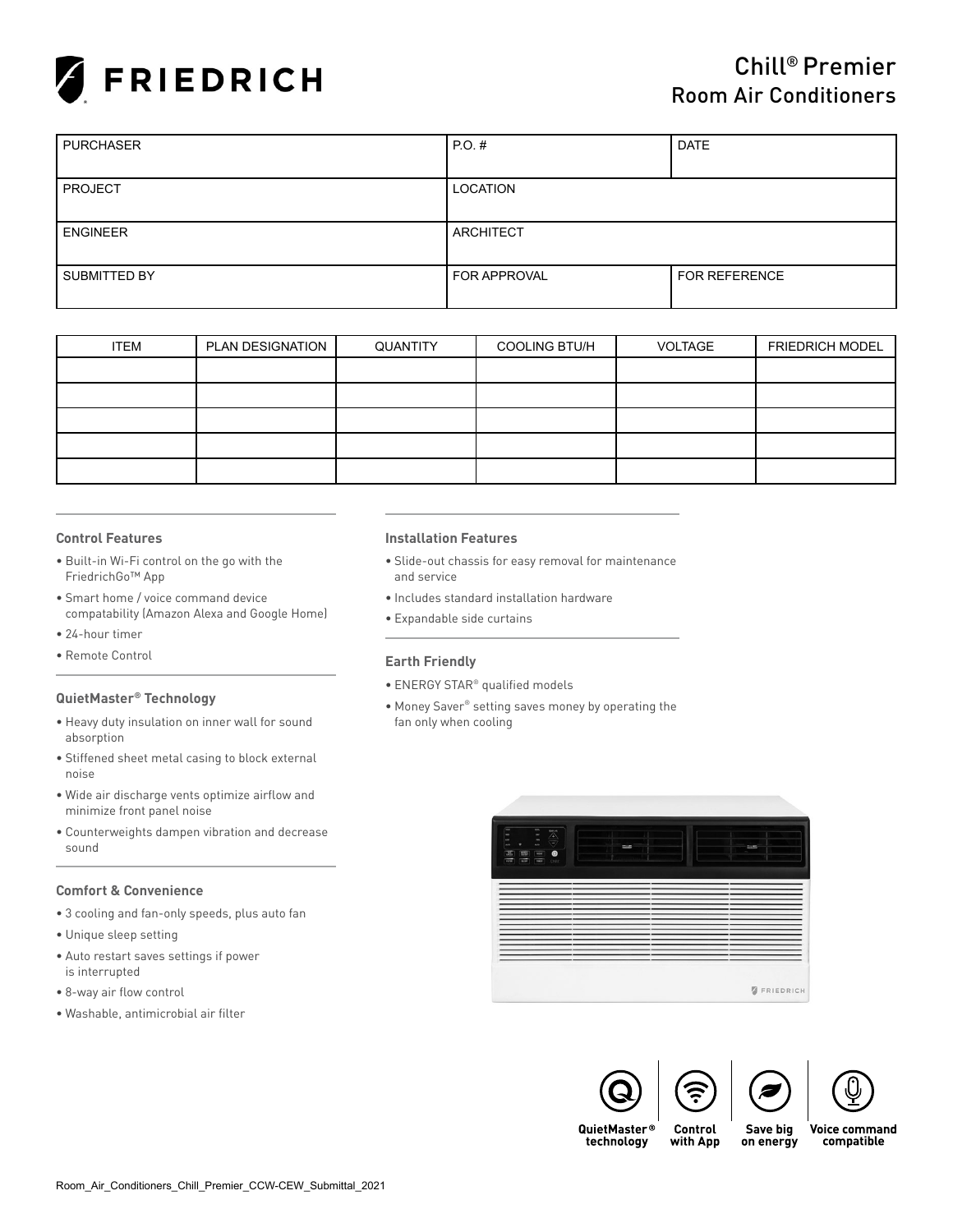# FRIEDRICH

## Chill® Premier
## Room Air Conditioners

| PURCHASER | P.O. # | DATE |
|---|---|---|
| PROJECT | LOCATION | |
| ENGINEER | ARCHITECT | |
| SUBMITTED BY | FOR APPROVAL | FOR REFERENCE |

| ITEM | PLAN DESIGNATION | QUANTITY | COOLING BTU/H | VOLTAGE | FRIEDRICH MODEL |
|---|---|---|---|---|---|
| | | | | | |
| | | | | | |
| | | | | | |
| | | | | | |
| | | | | | |

### Control Features

- Built-in Wi-Fi control on the go with the FriedrichGo™ App
- Smart home / voice command device compatability (Amazon Alexa and Google Home)
- 24-hour timer
- Remote Control

### QuietMaster® Technology

- Heavy duty insulation on inner wall for sound absorption
- Stiffened sheet metal casing to block external noise
- Wide air discharge vents optimize airflow and minimize front panel noise
- Counterweights dampen vibration and decrease sound

### Comfort & Convenience

- 3 cooling and fan-only speeds, plus auto fan
- Unique sleep setting
- Auto restart saves settings if power is interrupted
- 8-way air flow control
- Washable, antimicrobial air filter

### Installation Features

- Slide-out chassis for easy removal for maintenance and service
- Includes standard installation hardware
- Expandable side curtains

### Earth Friendly

- ENERGY STAR® qualified models
- Money Saver® setting saves money by operating the fan only when cooling

QuietMaster® technology | Control with App | Save big on energy | Voice command compatible

Room_Air_Conditioners_Chill_Premier_CCW-CEW_Submittal_2021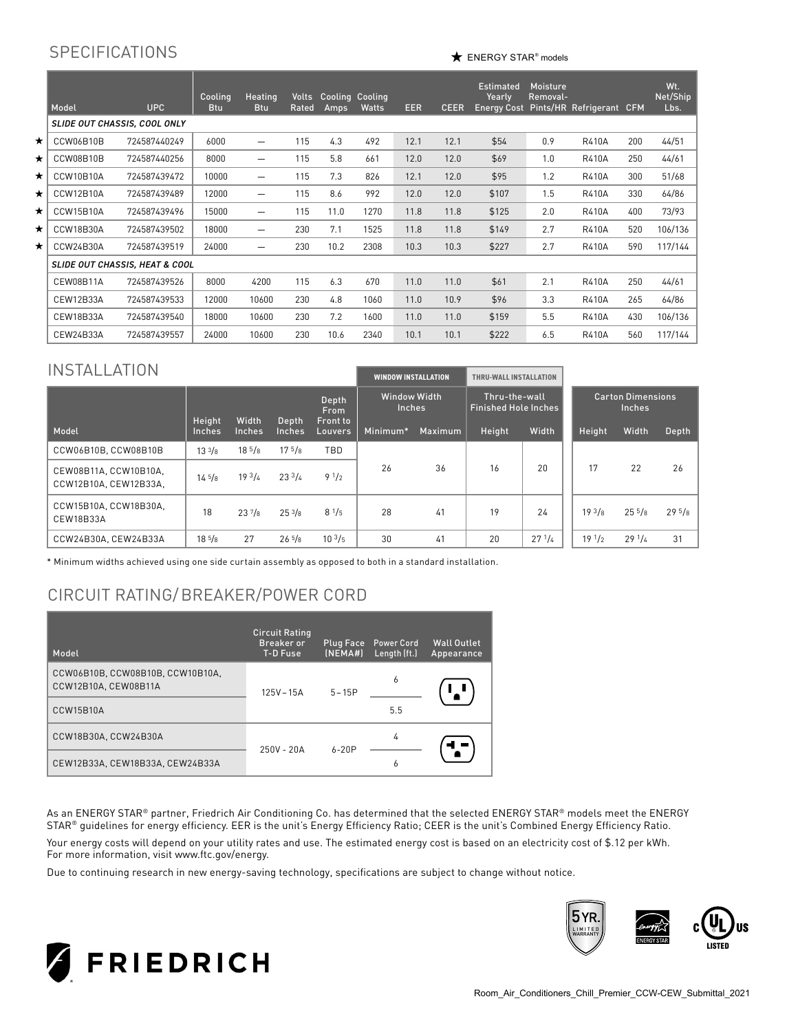## SPECIFICATIONS

★ ENERGY STAR® models

| | Model | UPC | Cooling Btu | Heating Btu | Volts Rated | Cooling Amps | Cooling Watts | EER | CEER | Estimated Yearly Energy Cost | Moisture Removal- Pints/HR | Refrigerant | CFM | Wt. Net/Ship Lbs. |
|---|---|---|---|---|---|---|---|---|---|---|---|---|---|---|
| | *SLIDE OUT CHASSIS, COOL ONLY* | | | | | | | | | | | | | |
| ★ | CCW06B10B | 724587440249 | 6000 | — | 115 | 4.3 | 492 | 12.1 | 12.1 | $54 | 0.9 | R410A | 200 | 44/51 |
| ★ | CCW08B10B | 724587440256 | 8000 | — | 115 | 5.8 | 661 | 12.0 | 12.0 | $69 | 1.0 | R410A | 250 | 44/61 |
| ★ | CCW10B10A | 724587439472 | 10000 | — | 115 | 7.3 | 826 | 12.1 | 12.0 | $95 | 1.2 | R410A | 300 | 51/68 |
| ★ | CCW12B10A | 724587439489 | 12000 | — | 115 | 8.6 | 992 | 12.0 | 12.0 | $107 | 1.5 | R410A | 330 | 64/86 |
| ★ | CCW15B10A | 724587439496 | 15000 | — | 115 | 11.0 | 1270 | 11.8 | 11.8 | $125 | 2.0 | R410A | 400 | 73/93 |
| ★ | CCW18B30A | 724587439502 | 18000 | — | 230 | 7.1 | 1525 | 11.8 | 11.8 | $149 | 2.7 | R410A | 520 | 106/136 |
| ★ | CCW24B30A | 724587439519 | 24000 | — | 230 | 10.2 | 2308 | 10.3 | 10.3 | $227 | 2.7 | R410A | 590 | 117/144 |
| | *SLIDE OUT CHASSIS, HEAT & COOL* | | | | | | | | | | | | | |
| | CEW08B11A | 724587439526 | 8000 | 4200 | 115 | 6.3 | 670 | 11.0 | 11.0 | $61 | 2.1 | R410A | 250 | 44/61 |
| | CEW12B33A | 724587439533 | 12000 | 10600 | 230 | 4.8 | 1060 | 11.0 | 10.9 | $96 | 3.3 | R410A | 265 | 64/86 |
| | CEW18B33A | 724587439540 | 18000 | 10600 | 230 | 7.2 | 1600 | 11.0 | 11.0 | $159 | 5.5 | R410A | 430 | 106/136 |
| | CEW24B33A | 724587439557 | 24000 | 10600 | 230 | 10.6 | 2340 | 10.1 | 10.1 | $222 | 6.5 | R410A | 560 | 117/144 |

## INSTALLATION

| Model | Height Inches | Width Inches | Depth Inches | Depth From Front to Louvers | WINDOW INSTALLATION Window Width Inches Minimum* | Maximum | THRU-WALL INSTALLATION Thru-the-wall Finished Hole Inches Height | Width | Carton Dimensions Inches Height | Width | Depth |
|---|---|---|---|---|---|---|---|---|---|---|---|
| CCW06B10B, CCW08B10B | 13 3/8 | 18 5/8 | 17 5/8 | TBD | 26 | 36 | 16 | 20 | 17 | 22 | 26 |
| CEW08B11A, CCW10B10A, CCW12B10A, CEW12B33A, | 14 5/8 | 19 3/4 | 23 3/4 | 9 1/2 | | | | | | | |
| CCW15B10A, CCW18B30A, CEW18B33A | 18 | 23 7/8 | 25 3/8 | 8 1/5 | 28 | 41 | 19 | 24 | 19 3/8 | 25 5/8 | 29 5/8 |
| CCW24B30A, CEW24B33A | 18 5/8 | 27 | 26 5/8 | 10 3/5 | 30 | 41 | 20 | 27 1/4 | 19 1/2 | 29 1/4 | 31 |

* Minimum widths achieved using one side curtain assembly as opposed to both in a standard installation.

## CIRCUIT RATING/ BREAKER/POWER CORD

| Model | Circuit Rating Breaker or T-D Fuse | Plug Face (NEMA#) | Power Cord Length (ft.) | Wall Outlet Appearance |
|---|---|---|---|---|
| CCW06B10B, CCW08B10B, CCW10B10A, CCW12B10A, CEW08B11A | 125V – 15A | 5 – 15P | 6 | |
| CCW15B10A | | | 5.5 | |
| CCW18B30A, CCW24B30A | 250V - 20A | 6-20P | 4 | |
| CEW12B33A, CEW18B33A, CEW24B33A | | | 6 | |

As an ENERGY STAR® partner, Friedrich Air Conditioning Co. has determined that the selected ENERGY STAR® models meet the ENERGY STAR® guidelines for energy efficiency. EER is the unit's Energy Efficiency Ratio; CEER is the unit's Combined Energy Efficiency Ratio.

Your energy costs will depend on your utility rates and use. The estimated energy cost is based on an electricity cost of $.12 per kWh. For more information, visit www.ftc.gov/energy.

Due to continuing research in new energy-saving technology, specifications are subject to change without notice.

5YR. LIMITED WARRANTY

ENERGY STAR

c UL US LISTED

FRIEDRICH

Room_Air_Conditioners_Chill_Premier_CCW-CEW_Submittal_2021